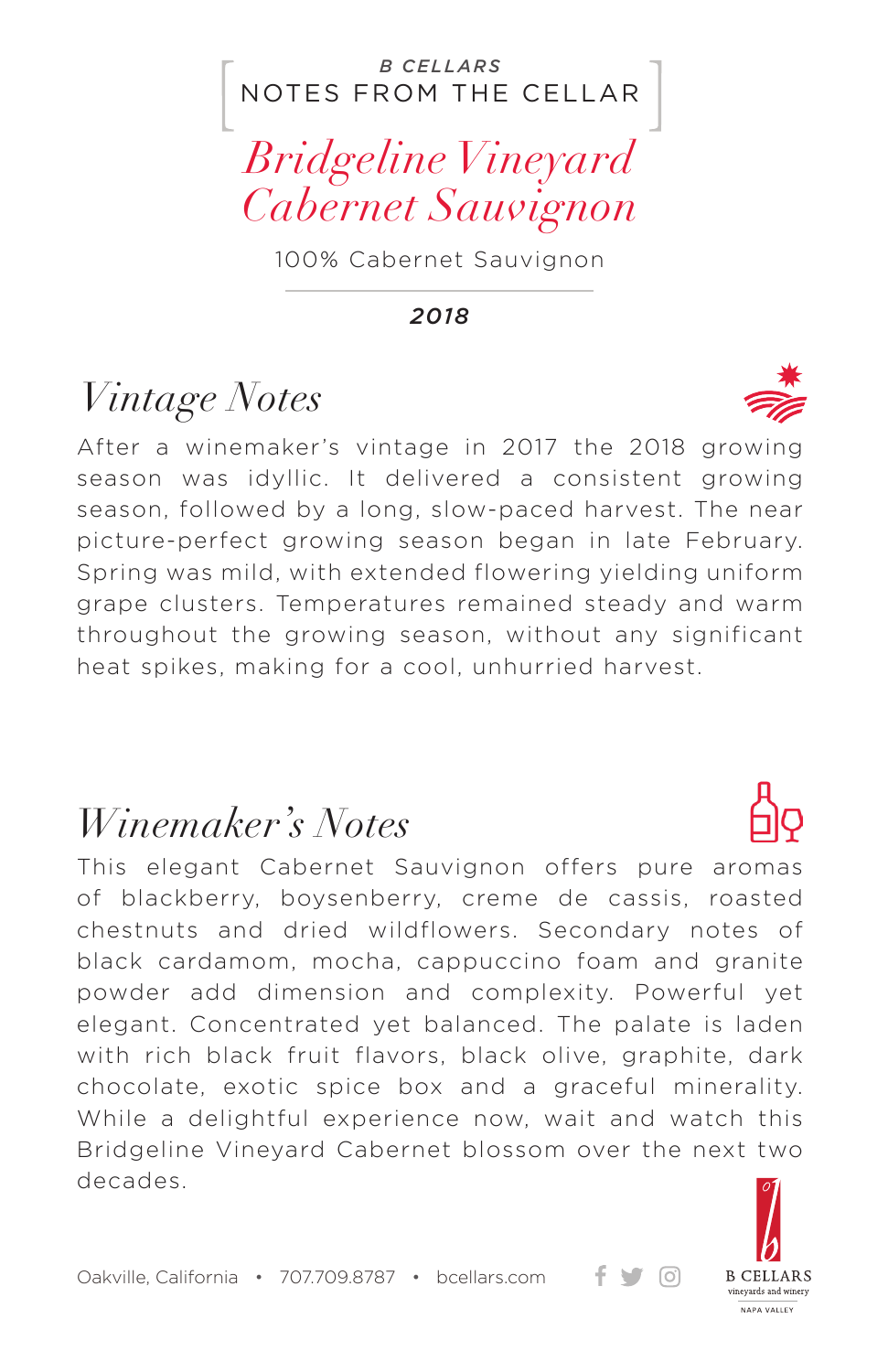*B CELLARS*

NOTES FROM THE CELLAR

# *Bridgeline Vineyard Cabernet Sauvignon*

100% Cabernet Sauvignon

***2018***

## *Vintage Notes*

After a winemaker's vintage in 2017 the 2018 growing season was idyllic. It delivered a consistent growing season, followed by a long, slow-paced harvest. The near picture-perfect growing season began in late February. Spring was mild, with extended flowering yielding uniform grape clusters. Temperatures remained steady and warm throughout the growing season, without any significant heat spikes, making for a cool, unhurried harvest.

## *Winemaker's Notes*

This elegant Cabernet Sauvignon offers pure aromas of blackberry, boysenberry, creme de cassis, roasted chestnuts and dried wildflowers. Secondary notes of black cardamom, mocha, cappuccino foam and granite powder add dimension and complexity. Powerful yet elegant. Concentrated yet balanced. The palate is laden with rich black fruit flavors, black olive, graphite, dark chocolate, exotic spice box and a graceful minerality. While a delightful experience now, wait and watch this Bridgeline Vineyard Cabernet blossom over the next two decades.

Oakville, California • 707.709.8787 • bcellars.com

B CELLARS
vineyards and winery
NAPA VALLEY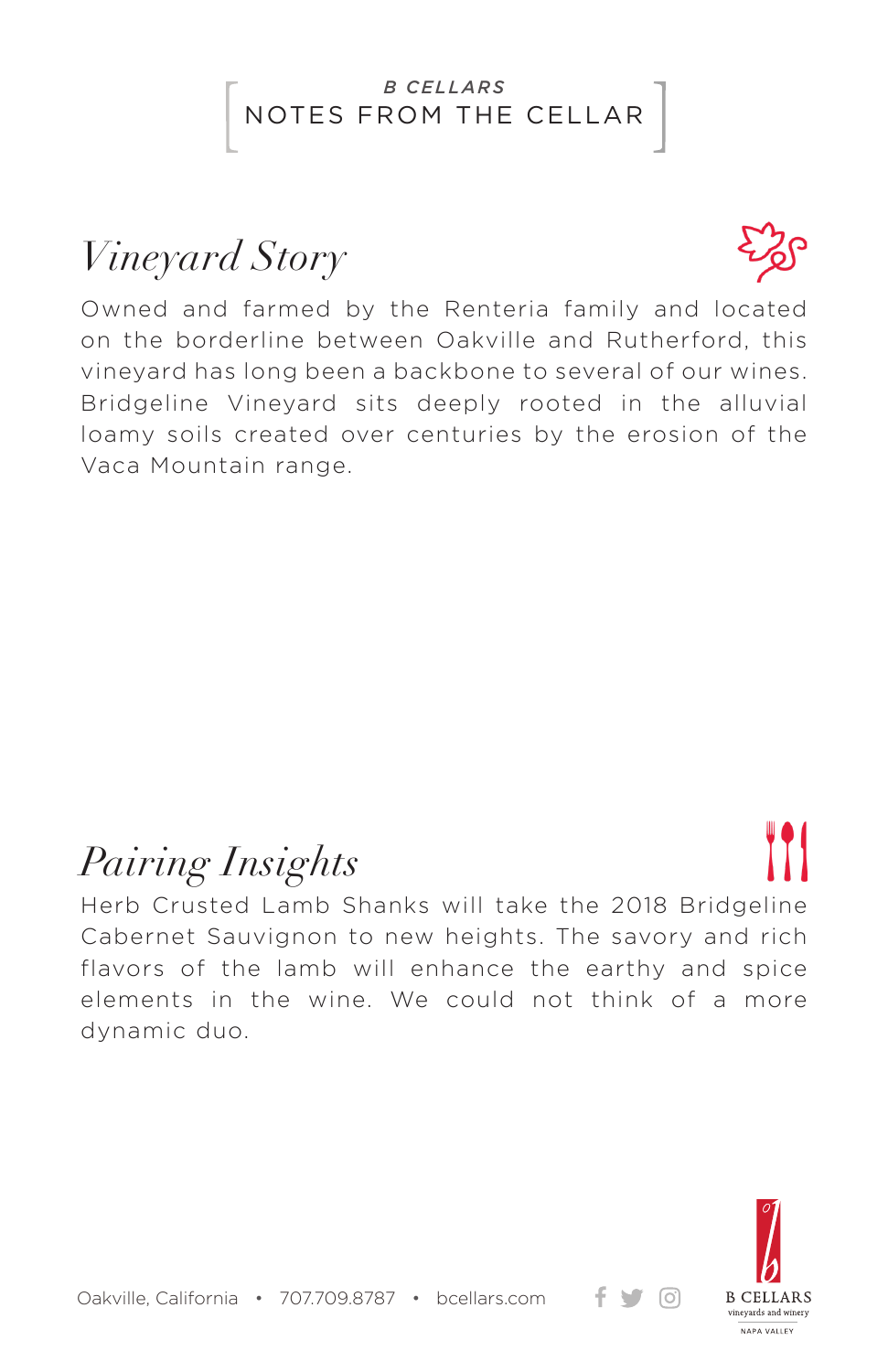*B CELLARS*
NOTES FROM THE CELLAR

## *Vineyard Story*

Owned and farmed by the Renteria family and located on the borderline between Oakville and Rutherford, this vineyard has long been a backbone to several of our wines. Bridgeline Vineyard sits deeply rooted in the alluvial loamy soils created over centuries by the erosion of the Vaca Mountain range.

## *Pairing Insights*

Herb Crusted Lamb Shanks will take the 2018 Bridgeline Cabernet Sauvignon to new heights. The savory and rich flavors of the lamb will enhance the earthy and spice elements in the wine. We could not think of a more dynamic duo.

Oakville, California • 707.709.8787 • bcellars.com

B CELLARS
vineyards and winery
NAPA VALLEY